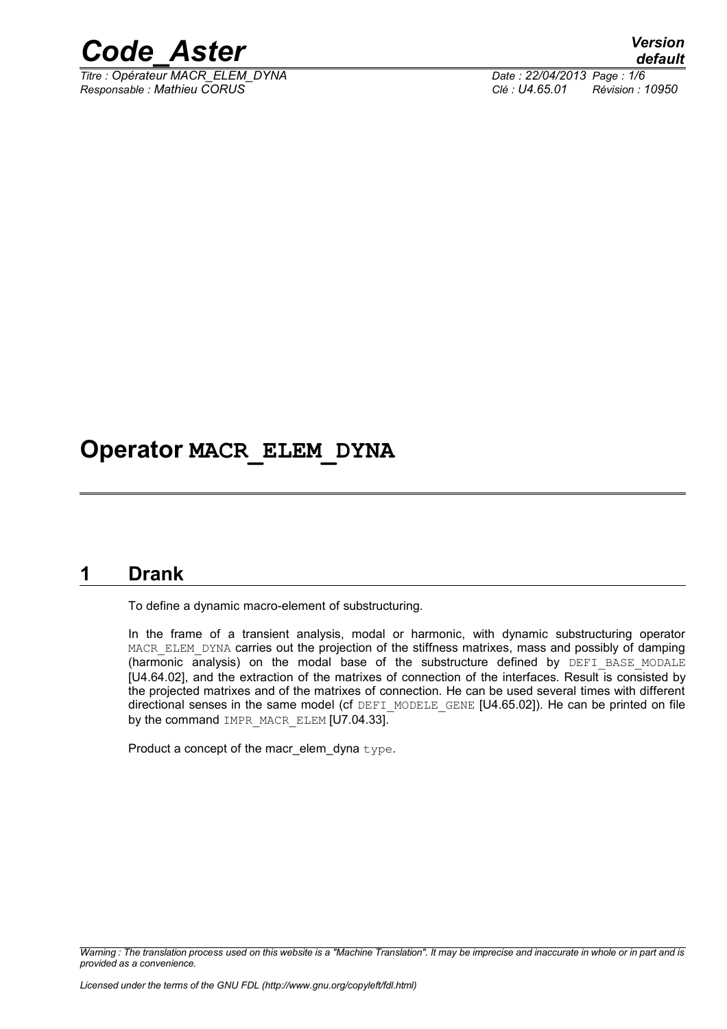# Operator MACR_ELEM_DYNA

## 1 Drank

To define a dynamic macro-element of substructuring.

In the frame of a transient analysis, modal or harmonic, with dynamic substructuring operator MACR_ELEM_DYNA carries out the projection of the stiffness matrixes, mass and possibly of damping (harmonic analysis) on the modal base of the substructure defined by DEFI_BASE_MODALE [U4.64.02], and the extraction of the matrixes of connection of the interfaces. Result is consisted by the projected matrixes and of the matrixes of connection. He can be used several times with different directional senses in the same model (cf DEFI_MODELE_GENE [U4.65.02]). He can be printed on file by the command IMPR_MACR_ELEM [U7.04.33].

Product a concept of the macr_elem_dyna type.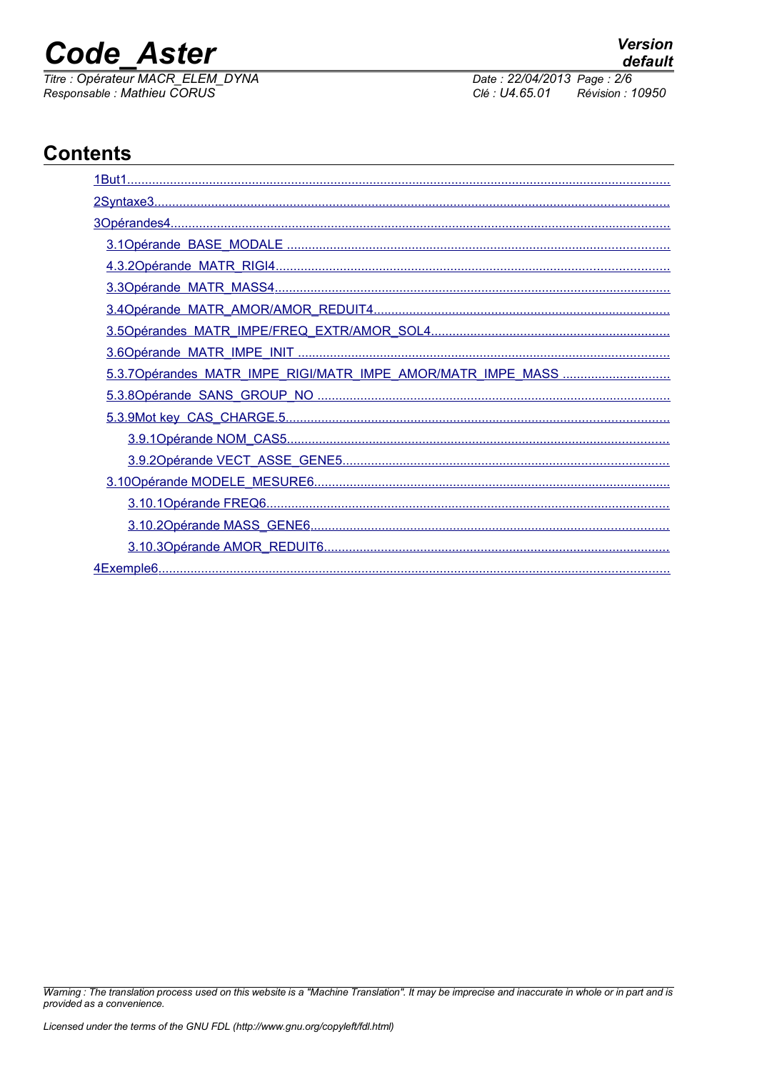## Contents

- 1But1
- 2Syntaxe3
- 3Opérandes4
  - 3.1Opérande BASE_MODALE
  - 4.3.2Opérande MATR_RIGI4
  - 3.3Opérande MATR_MASS4
  - 3.4Opérande MATR_AMOR/AMOR_REDUIT4
  - 3.5Opérandes MATR_IMPE/FREQ_EXTR/AMOR_SOL4
  - 3.6Opérande MATR_IMPE_INIT
  - 5.3.7Opérandes MATR_IMPE_RIGI/MATR_IMPE_AMOR/MATR_IMPE_MASS
  - 5.3.8Opérande SANS_GROUP_NO
  - 5.3.9Mot key CAS_CHARGE.5
    - 3.9.1Opérande NOM_CAS5
    - 3.9.2Opérande VECT_ASSE_GENE5
  - 3.10Opérande MODELE_MESURE6
    - 3.10.1Opérande FREQ6
    - 3.10.2Opérande MASS_GENE6
    - 3.10.3Opérande AMOR_REDUIT6
- 4Exemple6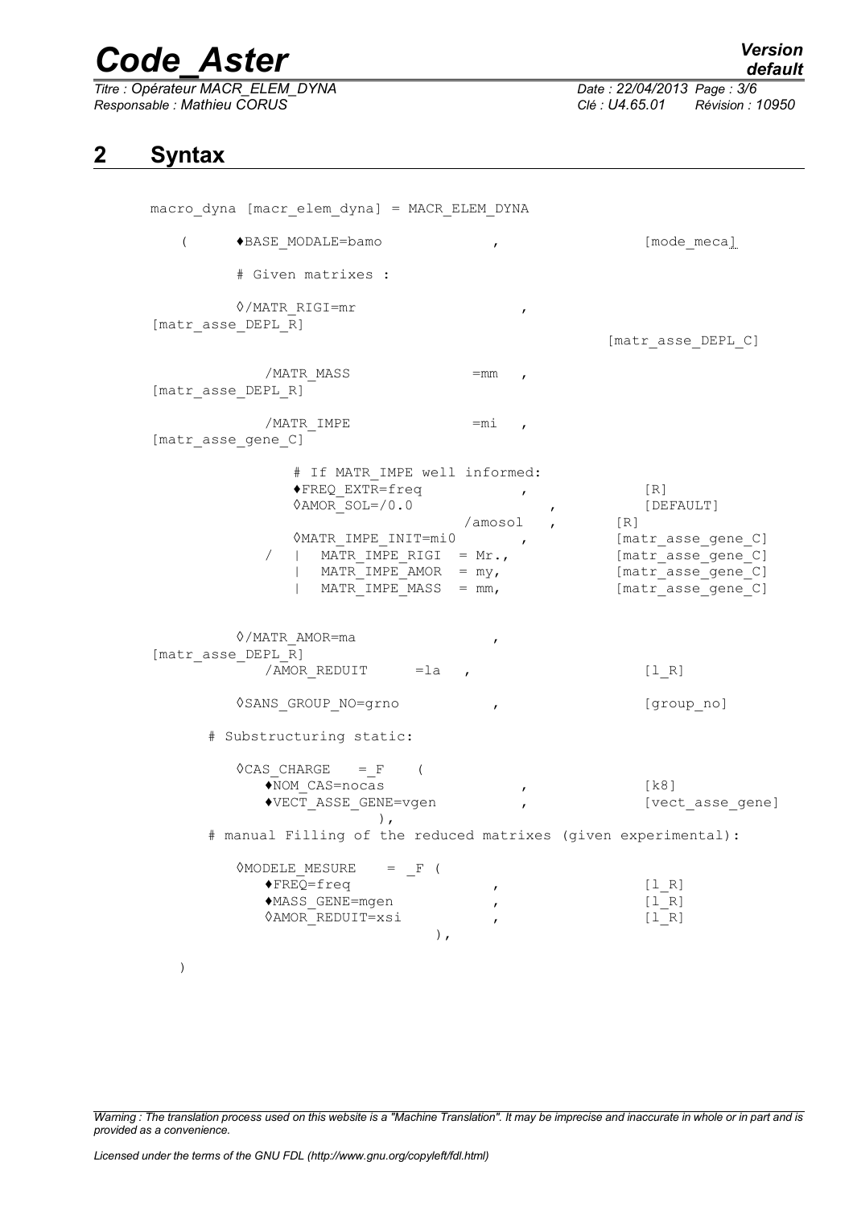## 2 Syntax

```
macro_dyna [macr_elem_dyna] = MACR_ELEM_DYNA

   (      ♦BASE_MODALE=bamo            ,                    [mode_meca]

          # Given matrixes :

          ◊/MATR_RIGI=mr                       ,
[matr_asse_DEPL_R]
                                                         [matr_asse_DEPL_C]

            /MATR_MASS             =mm   ,
[matr_asse_DEPL_R]

            /MATR_IMPE             =mi   ,
[matr_asse_gene_C]

               # If MATR_IMPE well informed:
               ♦FREQ_EXTR=freq           ,             [R]
               ◊AMOR_SOL=/0.0                  ,       [DEFAULT]
                                  /amosol   ,       [R]
               ◊MATR_IMPE_INIT=mi0       ,             [matr_asse_gene_C]
            /  |  MATR_IMPE_RIGI  = Mr.,               [matr_asse_gene_C]
               |  MATR_IMPE_AMOR  = my,                [matr_asse_gene_C]
               |  MATR_IMPE_MASS  = mm,                [matr_asse_gene_C]


          ◊/MATR_AMOR=ma                    ,
[matr_asse_DEPL_R]
            /AMOR_REDUIT     =la   ,                     [l_R]

          ◊SANS_GROUP_NO=grno              ,            [group_no]

       # Substructuring static:

          ◊CAS_CHARGE   = _F    (
            ♦NOM_CAS=nocas                  ,           [k8]
            ♦VECT_ASSE_GENE=vgen            ,           [vect_asse_gene]
                         ),
       # manual Filling of the reduced matrixes (given experimental):

          ◊MODELE_MESURE    = _F (
            ♦FREQ=freq                      ,           [l_R]
            ♦MASS_GENE=mgen                 ,           [l_R]
            ◊AMOR_REDUIT=xsi                ,           [l_R]
                                  ),

   )
```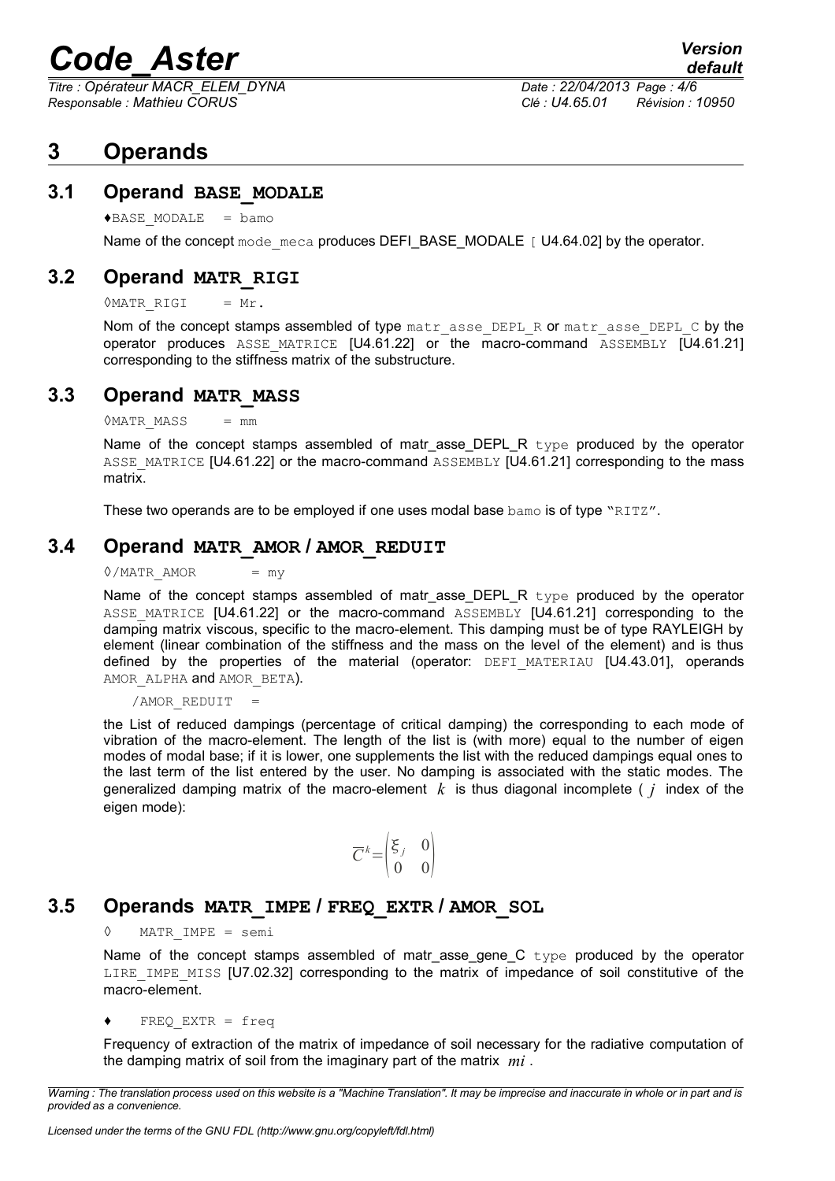# 3 Operands

## 3.1 Operand BASE_MODALE

♦BASE_MODALE = bamo

Name of the concept mode_meca produces DEFI_BASE_MODALE [ U4.64.02] by the operator.

## 3.2 Operand MATR_RIGI

◊MATR_RIGI = Mr.

Nom of the concept stamps assembled of type matr_asse_DEPL_R or matr_asse_DEPL_C by the operator produces ASSE_MATRICE [U4.61.22] or the macro-command ASSEMBLY [U4.61.21] corresponding to the stiffness matrix of the substructure.

## 3.3 Operand MATR_MASS

◊MATR_MASS = mm

Name of the concept stamps assembled of matr_asse_DEPL_R type produced by the operator ASSE_MATRICE [U4.61.22] or the macro-command ASSEMBLY [U4.61.21] corresponding to the mass matrix.

These two operands are to be employed if one uses modal base bamo is of type "RITZ".

## 3.4 Operand MATR_AMOR / AMOR_REDUIT

◊/MATR_AMOR = my

Name of the concept stamps assembled of matr_asse_DEPL_R type produced by the operator ASSE_MATRICE [U4.61.22] or the macro-command ASSEMBLY [U4.61.21] corresponding to the damping matrix viscous, specific to the macro-element. This damping must be of type RAYLEIGH by element (linear combination of the stiffness and the mass on the level of the element) and is thus defined by the properties of the material (operator: DEFI_MATERIAU [U4.43.01], operands AMOR_ALPHA and AMOR_BETA).

/AMOR_REDUIT =

the List of reduced dampings (percentage of critical damping) the corresponding to each mode of vibration of the macro-element. The length of the list is (with more) equal to the number of eigen modes of modal base; if it is lower, one supplements the list with the reduced dampings equal ones to the last term of the list entered by the user. No damping is associated with the static modes. The generalized damping matrix of the macro-element $k$ is thus diagonal incomplete ( $j$ index of the eigen mode):

$$\overline{C}^k = \begin{pmatrix} \xi_j & 0 \\ 0 & 0 \end{pmatrix}$$

## 3.5 Operands MATR_IMPE / FREQ_EXTR / AMOR_SOL

◊ MATR_IMPE = semi

Name of the concept stamps assembled of matr_asse_gene_C type produced by the operator LIRE_IMPE_MISS [U7.02.32] corresponding to the matrix of impedance of soil constitutive of the macro-element.

♦ FREQ_EXTR = freq

Frequency of extraction of the matrix of impedance of soil necessary for the radiative computation of the damping matrix of soil from the imaginary part of the matrix $mi$ .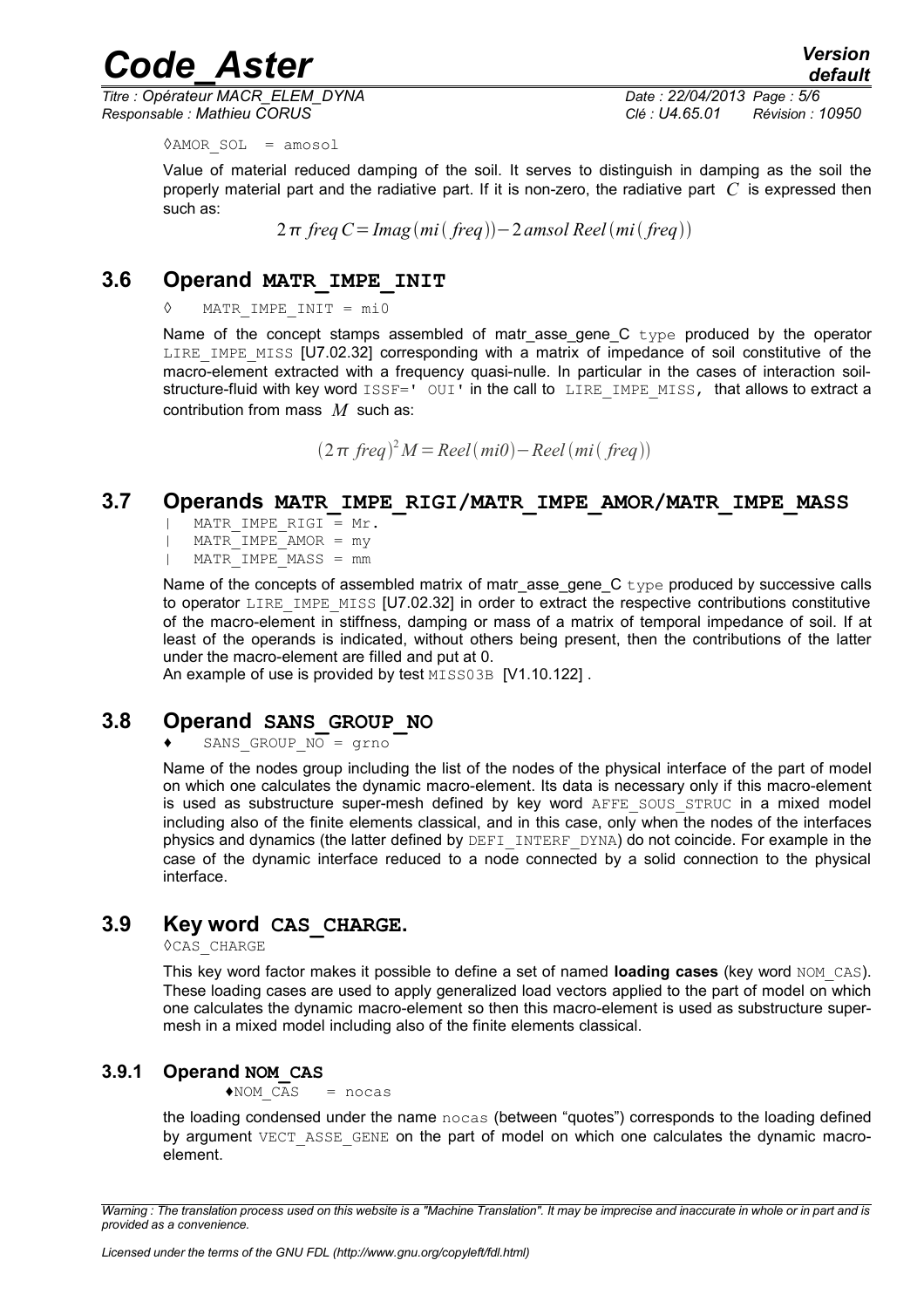◊AMOR_SOL = amosol

Value of material reduced damping of the soil. It serves to distinguish in damping as the soil the properly material part and the radiative part. If it is non-zero, the radiative part $C$ is expressed then such as:

$$2\pi\ freq\ C = Imag(mi(freq)) - 2\,amsol\ Reel(mi(freq))$$

## 3.6 Operand MATR_IMPE_INIT

◊ MATR_IMPE_INIT = mi0

Name of the concept stamps assembled of matr_asse_gene_C `type` produced by the operator `LIRE_IMPE_MISS` [U7.02.32] corresponding with a matrix of impedance of soil constitutive of the macro-element extracted with a frequency quasi-nulle. In particular in the cases of interaction soil-structure-fluid with key word `ISSF=' OUI'` in the call to `LIRE_IMPE_MISS`, that allows to extract a contribution from mass $M$ such as:

$$(2\pi\ freq)^2 M = Reel(mi0) - Reel(mi(freq))$$

## 3.7 Operands MATR_IMPE_RIGI/MATR_IMPE_AMOR/MATR_IMPE_MASS

| MATR_IMPE_RIGI = Mr.
| MATR_IMPE_AMOR = my
| MATR_IMPE_MASS = mm

Name of the concepts of assembled matrix of matr_asse_gene_C `type` produced by successive calls to operator `LIRE_IMPE_MISS` [U7.02.32] in order to extract the respective contributions constitutive of the macro-element in stiffness, damping or mass of a matrix of temporal impedance of soil. If at least of the operands is indicated, without others being present, then the contributions of the latter under the macro-element are filled and put at 0.
An example of use is provided by test `MISS03B` [V1.10.122] .

## 3.8 Operand SANS_GROUP_NO

♦ SANS_GROUP_NO = grno

Name of the nodes group including the list of the nodes of the physical interface of the part of model on which one calculates the dynamic macro-element. Its data is necessary only if this macro-element is used as substructure super-mesh defined by key word `AFFE_SOUS_STRUC` in a mixed model including also of the finite elements classical, and in this case, only when the nodes of the interfaces physics and dynamics (the latter defined by `DEFI_INTERF_DYNA`) do not coincide. For example in the case of the dynamic interface reduced to a node connected by a solid connection to the physical interface.

## 3.9 Key word CAS_CHARGE.

◊CAS_CHARGE

This key word factor makes it possible to define a set of named **loading cases** (key word `NOM_CAS`). These loading cases are used to apply generalized load vectors applied to the part of model on which one calculates the dynamic macro-element so then this macro-element is used as substructure super-mesh in a mixed model including also of the finite elements classical.

### 3.9.1 Operand NOM_CAS

♦NOM_CAS = nocas

the loading condensed under the name `nocas` (between "quotes") corresponds to the loading defined by argument `VECT_ASSE_GENE` on the part of model on which one calculates the dynamic macro-element.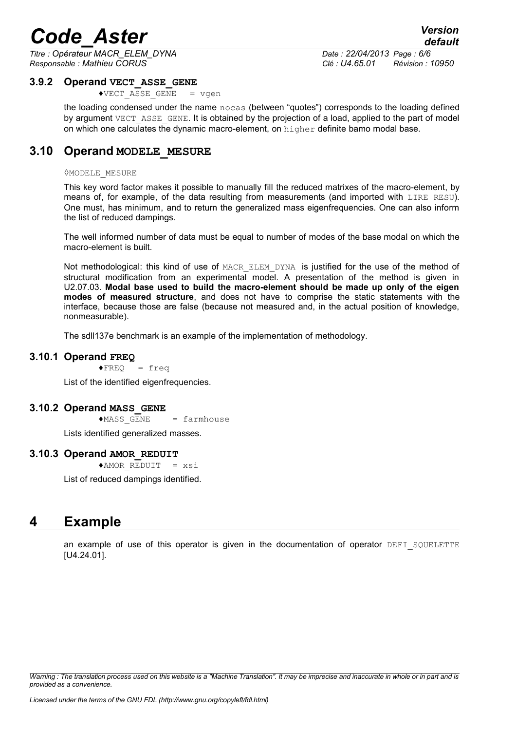### 3.9.2 Operand VECT_ASSE_GENE

♦VECT_ASSE_GENE = vgen

the loading condensed under the name nocas (between "quotes") corresponds to the loading defined by argument VECT_ASSE_GENE. It is obtained by the projection of a load, applied to the part of model on which one calculates the dynamic macro-element, on higher definite bamo modal base.

## 3.10 Operand MODELE_MESURE

◊MODELE_MESURE

This key word factor makes it possible to manually fill the reduced matrixes of the macro-element, by means of, for example, of the data resulting from measurements (and imported with LIRE_RESU). One must, has minimum, and to return the generalized mass eigenfrequencies. One can also inform the list of reduced dampings.

The well informed number of data must be equal to number of modes of the base modal on which the macro-element is built.

Not methodological: this kind of use of MACR_ELEM_DYNA is justified for the use of the method of structural modification from an experimental model. A presentation of the method is given in U2.07.03. **Modal base used to build the macro-element should be made up only of the eigen modes of measured structure**, and does not have to comprise the static statements with the interface, because those are false (because not measured and, in the actual position of knowledge, nonmeasurable).

The sdll137e benchmark is an example of the implementation of methodology.

### 3.10.1 Operand FREQ

♦FREQ = freq

List of the identified eigenfrequencies.

### 3.10.2 Operand MASS_GENE

♦MASS_GENE = farmhouse

Lists identified generalized masses.

### 3.10.3 Operand AMOR_REDUIT

♦AMOR_REDUIT = xsi

List of reduced dampings identified.

# 4 Example

an example of use of this operator is given in the documentation of operator DEFI_SQUELETTE [U4.24.01].